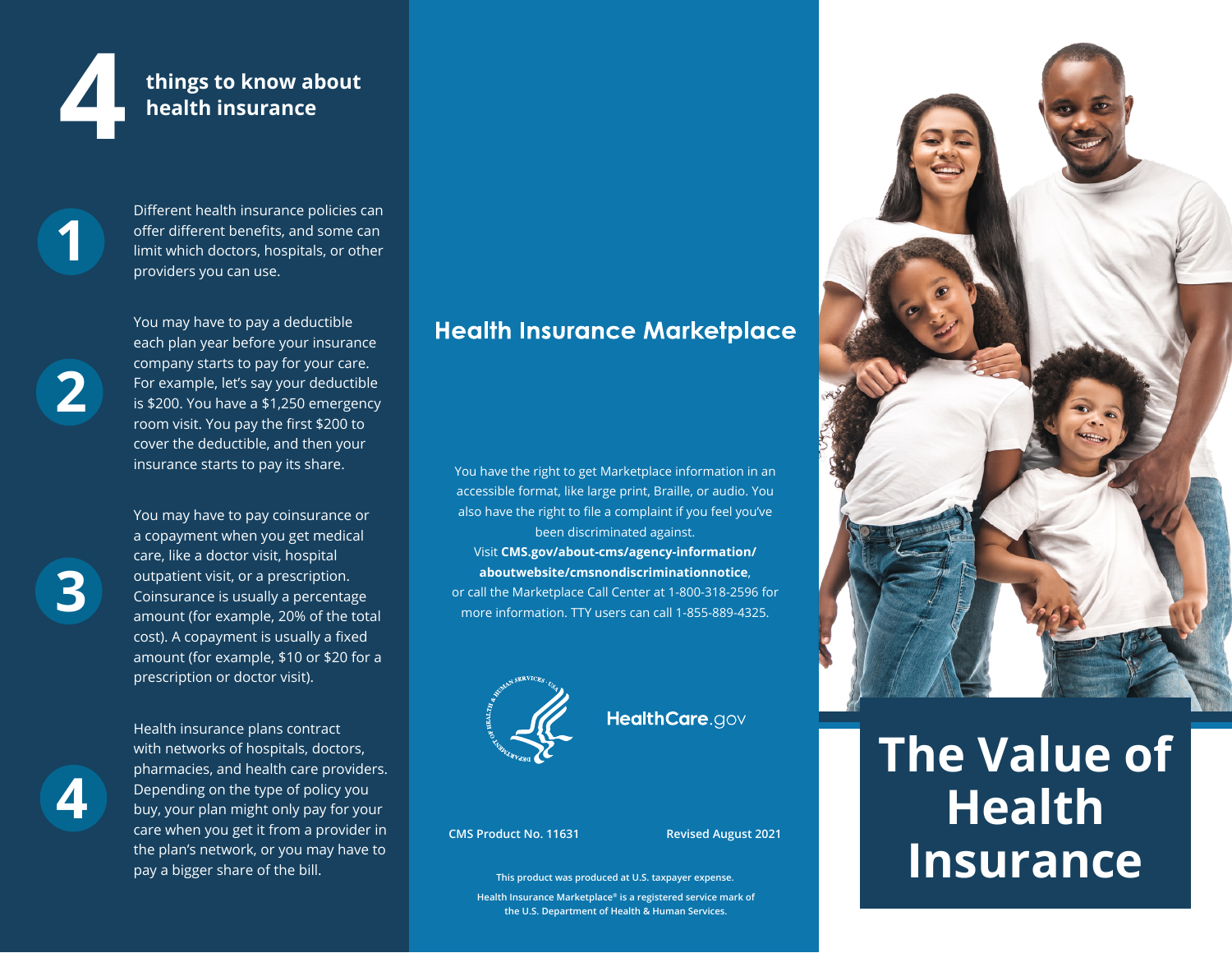# 4 things to know about health insurance

1. Different health insurance policies can offer different benefits, and some can limit which doctors, hospitals, or other providers you can use.

2. You may have to pay a deductible each plan year before your insurance company starts to pay for your care. For example, let's say your deductible is $200. You have a $1,250 emergency room visit. You pay the first $200 to cover the deductible, and then your insurance starts to pay its share.

3. You may have to pay coinsurance or a copayment when you get medical care, like a doctor visit, hospital outpatient visit, or a prescription. Coinsurance is usually a percentage amount (for example, 20% of the total cost). A copayment is usually a fixed amount (for example, $10 or $20 for a prescription or doctor visit).

4. Health insurance plans contract with networks of hospitals, doctors, pharmacies, and health care providers. Depending on the type of policy you buy, your plan might only pay for your care when you get it from a provider in the plan's network, or you may have to pay a bigger share of the bill.

## Health Insurance Marketplace

You have the right to get Marketplace information in an accessible format, like large print, Braille, or audio. You also have the right to file a complaint if you feel you've been discriminated against.
Visit **CMS.gov/about-cms/agency-information/aboutwebsite/cmsnondiscriminationnotice**, or call the Marketplace Call Center at 1-800-318-2596 for more information. TTY users can call 1-855-889-4325.

HealthCare.gov

**CMS Product No. 11631** **Revised August 2021**

**This product was produced at U.S. taxpayer expense.**

**Health Insurance Marketplace® is a registered service mark of the U.S. Department of Health & Human Services.**

# The Value of Health Insurance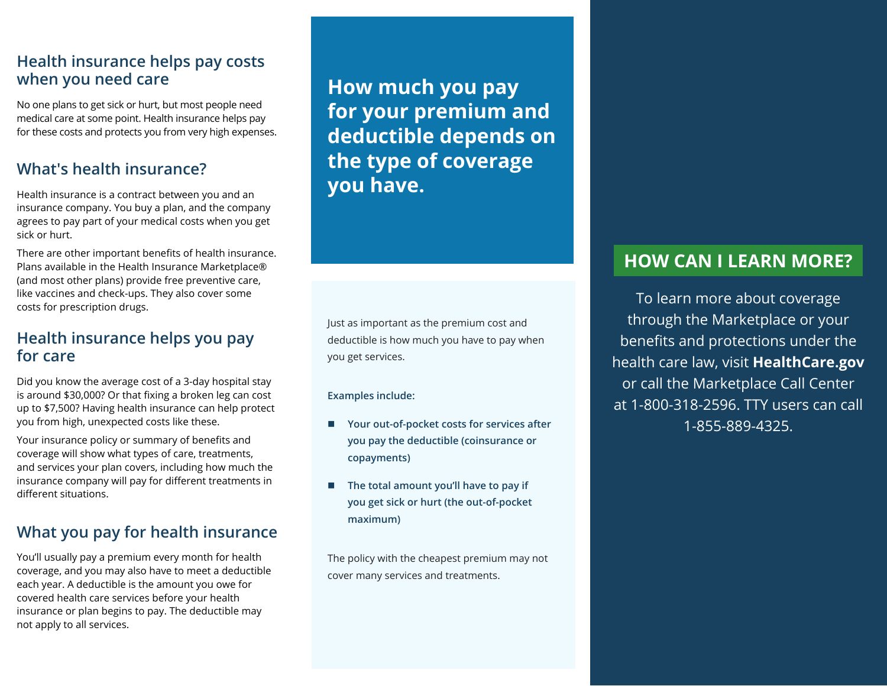## Health insurance helps pay costs when you need care

No one plans to get sick or hurt, but most people need medical care at some point. Health insurance helps pay for these costs and protects you from very high expenses.

## What's health insurance?

Health insurance is a contract between you and an insurance company. You buy a plan, and the company agrees to pay part of your medical costs when you get sick or hurt.

There are other important benefits of health insurance. Plans available in the Health Insurance Marketplace® (and most other plans) provide free preventive care, like vaccines and check-ups. They also cover some costs for prescription drugs.

## Health insurance helps you pay for care

Did you know the average cost of a 3-day hospital stay is around $30,000? Or that fixing a broken leg can cost up to $7,500? Having health insurance can help protect you from high, unexpected costs like these.

Your insurance policy or summary of benefits and coverage will show what types of care, treatments, and services your plan covers, including how much the insurance company will pay for different treatments in different situations.

## What you pay for health insurance

You'll usually pay a premium every month for health coverage, and you may also have to meet a deductible each year. A deductible is the amount you owe for covered health care services before your health insurance or plan begins to pay. The deductible may not apply to all services.

## How much you pay for your premium and deductible depends on the type of coverage you have.

Just as important as the premium cost and deductible is how much you have to pay when you get services.

**Examples include:**

- **Your out-of-pocket costs for services after you pay the deductible (coinsurance or copayments)**
- **The total amount you'll have to pay if you get sick or hurt (the out-of-pocket maximum)**

The policy with the cheapest premium may not cover many services and treatments.

## HOW CAN I LEARN MORE?

To learn more about coverage through the Marketplace or your benefits and protections under the health care law, visit **HealthCare.gov** or call the Marketplace Call Center at 1-800-318-2596. TTY users can call 1-855-889-4325.